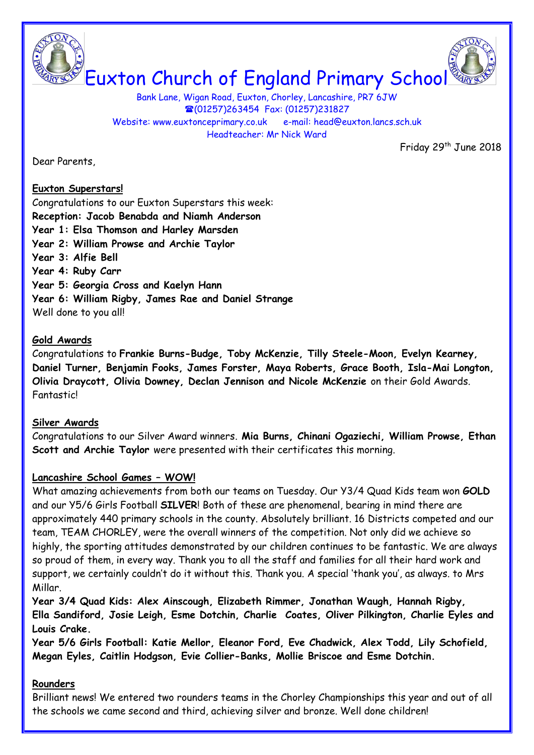# Euxton Church of England Primary School

Bank Lane, Wigan Road, Euxton, Chorley, Lancashire, PR7 6JW
☎(01257)263454 Fax: (01257)231827
Website: www.euxtonceprimary.co.uk e-mail: head@euxton.lancs.sch.uk
Headteacher: Mr Nick Ward

Friday 29th June 2018

Dear Parents,

**Euxton Superstars!**

Congratulations to our Euxton Superstars this week:
**Reception: Jacob Benabda and Niamh Anderson**
**Year 1: Elsa Thomson and Harley Marsden**
**Year 2: William Prowse and Archie Taylor**
**Year 3: Alfie Bell**
**Year 4: Ruby Carr**
**Year 5: Georgia Cross and Kaelyn Hann**
**Year 6: William Rigby, James Rae and Daniel Strange**
Well done to you all!

**Gold Awards**

Congratulations to **Frankie Burns-Budge, Toby McKenzie, Tilly Steele-Moon, Evelyn Kearney, Daniel Turner, Benjamin Fooks, James Forster, Maya Roberts, Grace Booth, Isla-Mai Longton, Olivia Draycott, Olivia Downey, Declan Jennison and Nicole McKenzie** on their Gold Awards. Fantastic!

**Silver Awards**

Congratulations to our Silver Award winners. **Mia Burns, Chinani Ogaziechi, William Prowse, Ethan Scott and Archie Taylor** were presented with their certificates this morning.

**Lancashire School Games – WOW!**

What amazing achievements from both our teams on Tuesday. Our Y3/4 Quad Kids team won **GOLD** and our Y5/6 Girls Football **SILVER**! Both of these are phenomenal, bearing in mind there are approximately 440 primary schools in the county. Absolutely brilliant. 16 Districts competed and our team, TEAM CHORLEY, were the overall winners of the competition. Not only did we achieve so highly, the sporting attitudes demonstrated by our children continues to be fantastic. We are always so proud of them, in every way. Thank you to all the staff and families for all their hard work and support, we certainly couldn't do it without this. Thank you. A special 'thank you', as always. to Mrs Millar.

**Year 3/4 Quad Kids: Alex Ainscough, Elizabeth Rimmer, Jonathan Waugh, Hannah Rigby, Ella Sandiford, Josie Leigh, Esme Dotchin, Charlie Coates, Oliver Pilkington, Charlie Eyles and Louis Crake.**

**Year 5/6 Girls Football: Katie Mellor, Eleanor Ford, Eve Chadwick, Alex Todd, Lily Schofield, Megan Eyles, Caitlin Hodgson, Evie Collier-Banks, Mollie Briscoe and Esme Dotchin.**

**Rounders**

Brilliant news! We entered two rounders teams in the Chorley Championships this year and out of all the schools we came second and third, achieving silver and bronze. Well done children!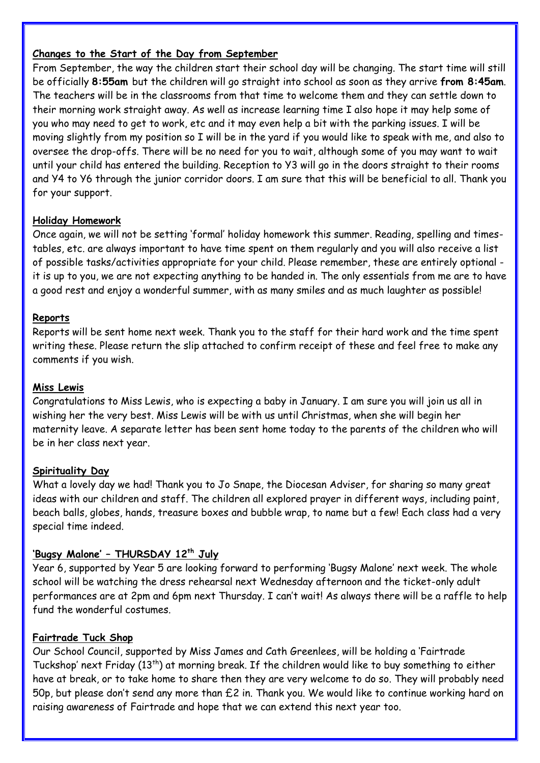## Changes to the Start of the Day from September

From September, the way the children start their school day will be changing. The start time will still be officially **8:55am** but the children will go straight into school as soon as they arrive **from 8:45am**. The teachers will be in the classrooms from that time to welcome them and they can settle down to their morning work straight away. As well as increase learning time I also hope it may help some of you who may need to get to work, etc and it may even help a bit with the parking issues. I will be moving slightly from my position so I will be in the yard if you would like to speak with me, and also to oversee the drop-offs. There will be no need for you to wait, although some of you may want to wait until your child has entered the building. Reception to Y3 will go in the doors straight to their rooms and Y4 to Y6 through the junior corridor doors. I am sure that this will be beneficial to all. Thank you for your support.

## Holiday Homework

Once again, we will not be setting 'formal' holiday homework this summer. Reading, spelling and times-tables, etc. are always important to have time spent on them regularly and you will also receive a list of possible tasks/activities appropriate for your child. Please remember, these are entirely optional - it is up to you, we are not expecting anything to be handed in. The only essentials from me are to have a good rest and enjoy a wonderful summer, with as many smiles and as much laughter as possible!

## Reports

Reports will be sent home next week. Thank you to the staff for their hard work and the time spent writing these. Please return the slip attached to confirm receipt of these and feel free to make any comments if you wish.

## Miss Lewis

Congratulations to Miss Lewis, who is expecting a baby in January. I am sure you will join us all in wishing her the very best. Miss Lewis will be with us until Christmas, when she will begin her maternity leave. A separate letter has been sent home today to the parents of the children who will be in her class next year.

## Spirituality Day

What a lovely day we had! Thank you to Jo Snape, the Diocesan Adviser, for sharing so many great ideas with our children and staff. The children all explored prayer in different ways, including paint, beach balls, globes, hands, treasure boxes and bubble wrap, to name but a few! Each class had a very special time indeed.

## 'Bugsy Malone' – THURSDAY 12th July

Year 6, supported by Year 5 are looking forward to performing 'Bugsy Malone' next week. The whole school will be watching the dress rehearsal next Wednesday afternoon and the ticket-only adult performances are at 2pm and 6pm next Thursday. I can't wait! As always there will be a raffle to help fund the wonderful costumes.

## Fairtrade Tuck Shop

Our School Council, supported by Miss James and Cath Greenlees, will be holding a 'Fairtrade Tuckshop' next Friday (13th) at morning break. If the children would like to buy something to either have at break, or to take home to share then they are very welcome to do so. They will probably need 50p, but please don't send any more than £2 in. Thank you. We would like to continue working hard on raising awareness of Fairtrade and hope that we can extend this next year too.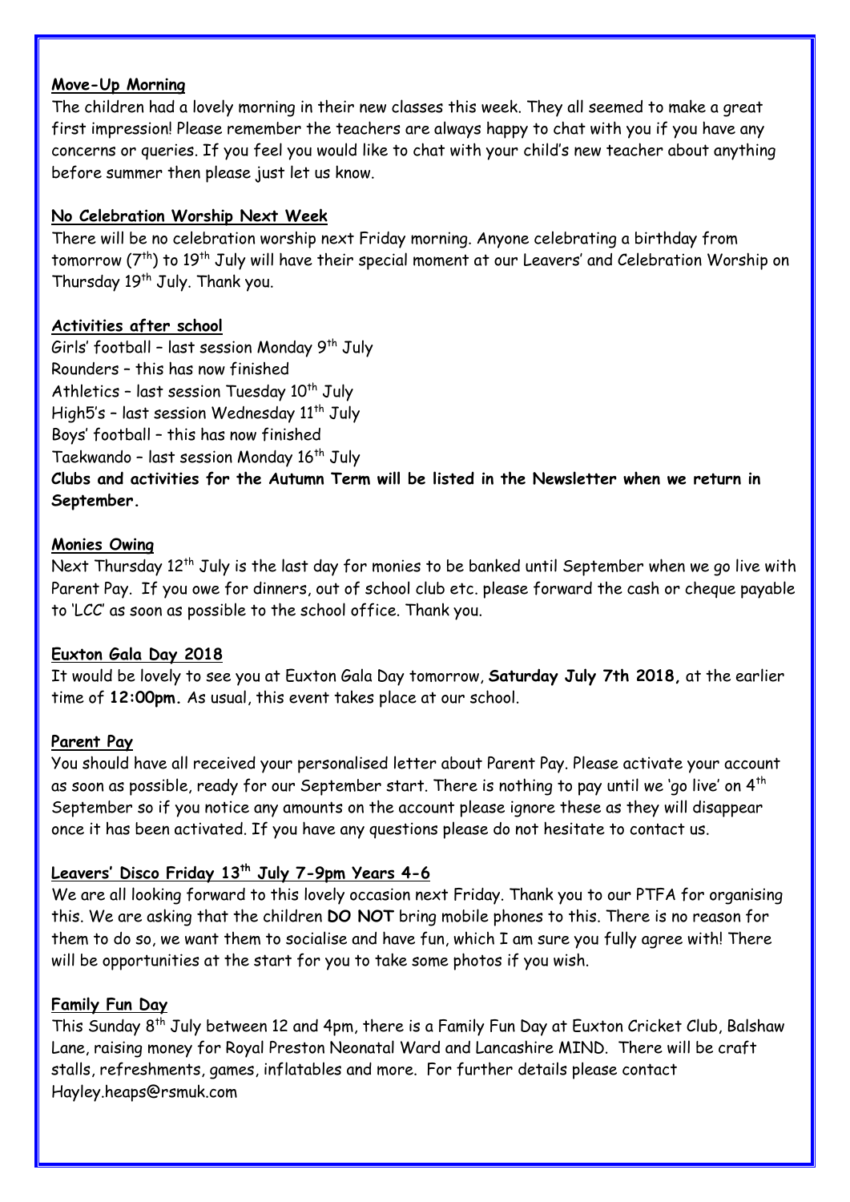**Move-Up Morning**

The children had a lovely morning in their new classes this week. They all seemed to make a great first impression! Please remember the teachers are always happy to chat with you if you have any concerns or queries. If you feel you would like to chat with your child's new teacher about anything before summer then please just let us know.

**No Celebration Worship Next Week**

There will be no celebration worship next Friday morning. Anyone celebrating a birthday from tomorrow (7th) to 19th July will have their special moment at our Leavers' and Celebration Worship on Thursday 19th July. Thank you.

**Activities after school**

Girls' football – last session Monday 9th July
Rounders – this has now finished
Athletics – last session Tuesday 10th July
High5's – last session Wednesday 11th July
Boys' football – this has now finished
Taekwando – last session Monday 16th July

**Clubs and activities for the Autumn Term will be listed in the Newsletter when we return in September.**

**Monies Owing**

Next Thursday 12th July is the last day for monies to be banked until September when we go live with Parent Pay. If you owe for dinners, out of school club etc. please forward the cash or cheque payable to 'LCC' as soon as possible to the school office. Thank you.

**Euxton Gala Day 2018**

It would be lovely to see you at Euxton Gala Day tomorrow, **Saturday July 7th 2018,** at the earlier time of **12:00pm.** As usual, this event takes place at our school.

**Parent Pay**

You should have all received your personalised letter about Parent Pay. Please activate your account as soon as possible, ready for our September start. There is nothing to pay until we 'go live' on 4th September so if you notice any amounts on the account please ignore these as they will disappear once it has been activated. If you have any questions please do not hesitate to contact us.

**Leavers' Disco Friday 13th July 7-9pm Years 4-6**

We are all looking forward to this lovely occasion next Friday. Thank you to our PTFA for organising this. We are asking that the children **DO NOT** bring mobile phones to this. There is no reason for them to do so, we want them to socialise and have fun, which I am sure you fully agree with! There will be opportunities at the start for you to take some photos if you wish.

**Family Fun Day**

This Sunday 8th July between 12 and 4pm, there is a Family Fun Day at Euxton Cricket Club, Balshaw Lane, raising money for Royal Preston Neonatal Ward and Lancashire MIND. There will be craft stalls, refreshments, games, inflatables and more. For further details please contact Hayley.heaps@rsmuk.com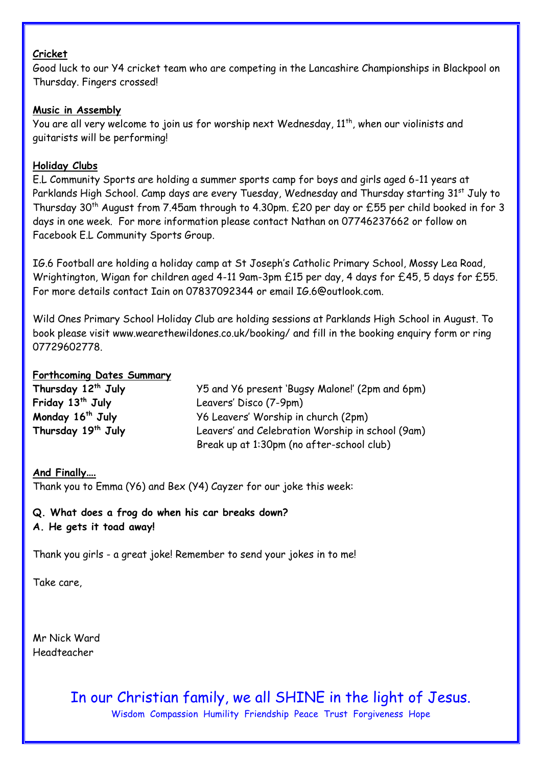**Cricket**

Good luck to our Y4 cricket team who are competing in the Lancashire Championships in Blackpool on Thursday. Fingers crossed!

**Music in Assembly**

You are all very welcome to join us for worship next Wednesday, 11th, when our violinists and guitarists will be performing!

**Holiday Clubs**

E.L Community Sports are holding a summer sports camp for boys and girls aged 6-11 years at Parklands High School. Camp days are every Tuesday, Wednesday and Thursday starting 31st July to Thursday 30th August from 7.45am through to 4.30pm. £20 per day or £55 per child booked in for 3 days in one week. For more information please contact Nathan on 07746237662 or follow on Facebook E.L Community Sports Group.

IG.6 Football are holding a holiday camp at St Joseph's Catholic Primary School, Mossy Lea Road, Wrightington, Wigan for children aged 4-11 9am-3pm £15 per day, 4 days for £45, 5 days for £55. For more details contact Iain on 07837092344 or email IG.6@outlook.com.

Wild Ones Primary School Holiday Club are holding sessions at Parklands High School in August. To book please visit www.wearethewildones.co.uk/booking/ and fill in the booking enquiry form or ring 07729602778.

**Forthcoming Dates Summary**

| | |
|---|---|
| **Thursday 12th July** | Y5 and Y6 present 'Bugsy Malone!' (2pm and 6pm) |
| **Friday 13th July** | Leavers' Disco (7-9pm) |
| **Monday 16th July** | Y6 Leavers' Worship in church (2pm) |
| **Thursday 19th July** | Leavers' and Celebration Worship in school (9am)<br>Break up at 1:30pm (no after-school club) |

**And Finally….**

Thank you to Emma (Y6) and Bex (Y4) Cayzer for our joke this week:

**Q. What does a frog do when his car breaks down?**
**A. He gets it toad away!**

Thank you girls - a great joke! Remember to send your jokes in to me!

Take care,

Mr Nick Ward
Headteacher

In our Christian family, we all SHINE in the light of Jesus.
Wisdom Compassion Humility Friendship Peace Trust Forgiveness Hope